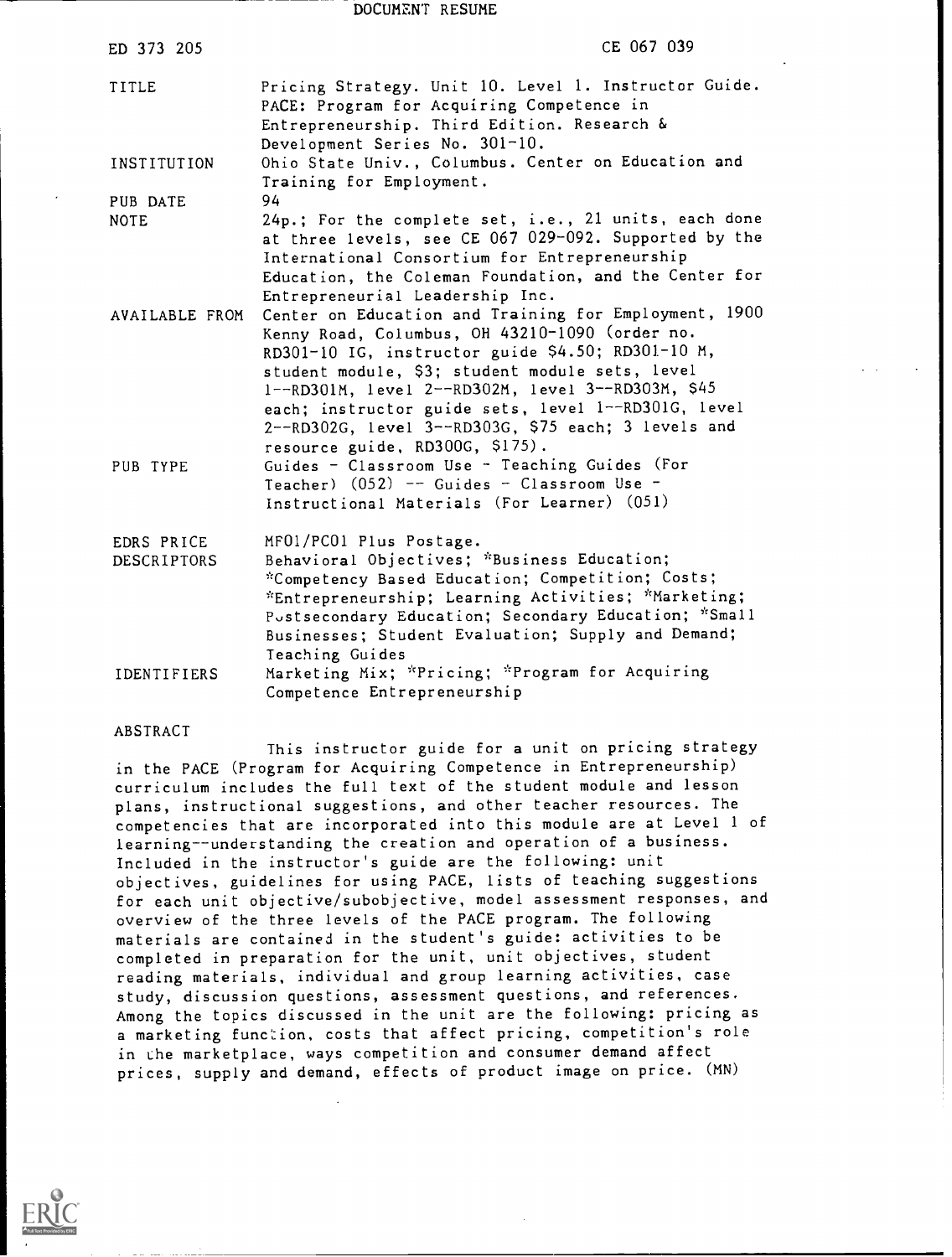DOCUMENT RESUME

| | |
|---|---|
| ED 373 205 | CE 067 039 |
| TITLE | Pricing Strategy. Unit 10. Level 1. Instructor Guide. PACE: Program for Acquiring Competence in Entrepreneurship. Third Edition. Research & Development Series No. 301-10. |
| INSTITUTION | Ohio State Univ., Columbus. Center on Education and Training for Employment. |
| PUB DATE | 94 |
| NOTE | 24p.; For the complete set, i.e., 21 units, each done at three levels, see CE 067 029-092. Supported by the International Consortium for Entrepreneurship Education, the Coleman Foundation, and the Center for Entrepreneurial Leadership Inc. |
| AVAILABLE FROM | Center on Education and Training for Employment, 1900 Kenny Road, Columbus, OH 43210-1090 (order no. RD301-10 IG, instructor guide $4.50; RD301-10 M, student module, $3; student module sets, level 1--RD301M, level 2--RD302M, level 3--RD303M, $45 each; instructor guide sets, level 1--RD301G, level 2--RD302G, level 3--RD303G, $75 each; 3 levels and resource guide, RD300G, $175). |
| PUB TYPE | Guides - Classroom Use - Teaching Guides (For Teacher) (052) -- Guides - Classroom Use - Instructional Materials (For Learner) (051) |
| EDRS PRICE | MF01/PC01 Plus Postage. |
| DESCRIPTORS | Behavioral Objectives; *Business Education; *Competency Based Education; Competition; Costs; *Entrepreneurship; Learning Activities; *Marketing; Postsecondary Education; Secondary Education; *Small Businesses; Student Evaluation; Supply and Demand; Teaching Guides |
| IDENTIFIERS | Marketing Mix; *Pricing; *Program for Acquiring Competence Entrepreneurship |

ABSTRACT

This instructor guide for a unit on pricing strategy in the PACE (Program for Acquiring Competence in Entrepreneurship) curriculum includes the full text of the student module and lesson plans, instructional suggestions, and other teacher resources. The competencies that are incorporated into this module are at Level 1 of learning--understanding the creation and operation of a business. Included in the instructor's guide are the following: unit objectives, guidelines for using PACE, lists of teaching suggestions for each unit objective/subobjective, model assessment responses, and overview of the three levels of the PACE program. The following materials are contained in the student's guide: activities to be completed in preparation for the unit, unit objectives, student reading materials, individual and group learning activities, case study, discussion questions, assessment questions, and references. Among the topics discussed in the unit are the following: pricing as a marketing function, costs that affect pricing, competition's role in the marketplace, ways competition and consumer demand affect prices, supply and demand, effects of product image on price. (MN)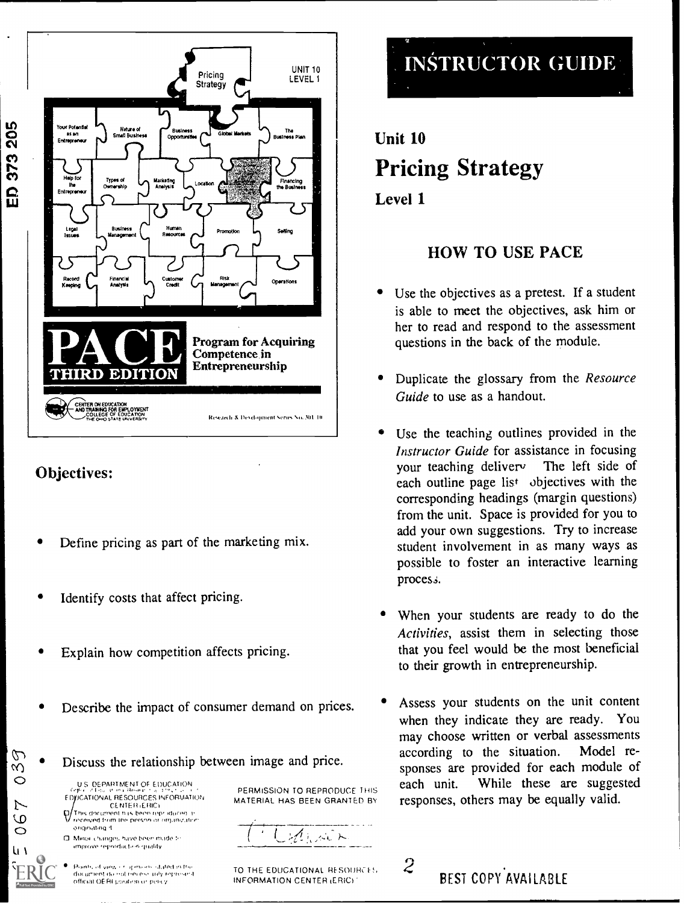ED 373 205

Pricing Strategy

UNIT 10
LEVEL 1

Your Potential as an Entrepreneur | Nature of Small Business | Business Opportunities | Global Markets | The Business Plan

Help for the Entrepreneur | Types of Ownership | Marketing Analysis | Location | Financing the Business

Legal Issues | Business Management | Human Resources | Promotion | Selling

Record Keeping | Financial Analysis | Customer Credit | Risk Management | Operations

**PACE**
**THIRD EDITION**

**Program for Acquiring Competence in Entrepreneurship**

CENTER ON EDUCATION AND TRAINING FOR EMPLOYMENT
COLLEGE OF EDUCATION
THE OHIO STATE UNIVERSITY

Research & Development Series No. 301 10

## Objectives:

- Define pricing as part of the marketing mix.
- Identify costs that affect pricing.
- Explain how competition affects pricing.
- Describe the impact of consumer demand on prices.
- Discuss the relationship between image and price.

U.S. DEPARTMENT OF EDUCATION
Office of Educational Research and Improvement
EDUCATIONAL RESOURCES INFORMATION CENTER (ERIC)

- This document has been reproduced as received from the person or organization originating it.
- Minor changes have been made to improve reproduction quality.
- Points of view or opinions stated in this document do not necessarily represent official OERI position or policy.

PERMISSION TO REPRODUCE THIS MATERIAL HAS BEEN GRANTED BY

TO THE EDUCATIONAL RESOURCES INFORMATION CENTER (ERIC)

# INSTRUCTOR GUIDE

## Unit 10
# Pricing Strategy
### Level 1

## HOW TO USE PACE

- Use the objectives as a pretest. If a student is able to meet the objectives, ask him or her to read and respond to the assessment questions in the back of the module.
- Duplicate the glossary from the *Resource Guide* to use as a handout.
- Use the teaching outlines provided in the *Instructor Guide* for assistance in focusing your teaching delivery. The left side of each outline page lists objectives with the corresponding headings (margin questions) from the unit. Space is provided for you to add your own suggestions. Try to increase student involvement in as many ways as possible to foster an interactive learning process.
- When your students are ready to do the *Activities*, assist them in selecting those that you feel would be the most beneficial to their growth in entrepreneurship.
- Assess your students on the unit content when they indicate they are ready. You may choose written or verbal assessments according to the situation. Model responses are provided for each module of each unit. While these are suggested responses, others may be equally valid.

BEST COPY AVAILABLE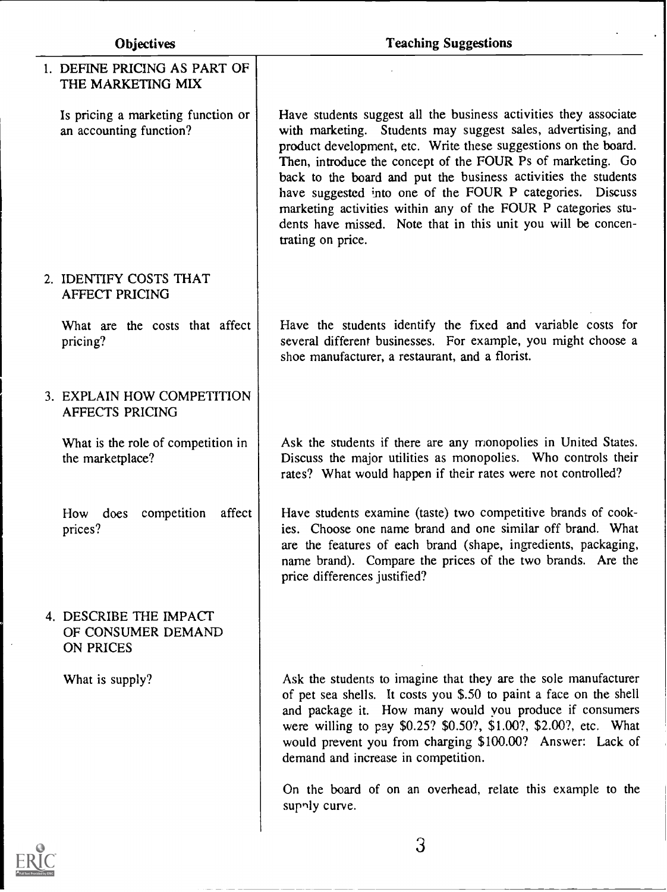| Objectives | Teaching Suggestions |
|---|---|
| **1. DEFINE PRICING AS PART OF THE MARKETING MIX** | |
| Is pricing a marketing function or an accounting function? | Have students suggest all the business activities they associate with marketing. Students may suggest sales, advertising, and product development, etc. Write these suggestions on the board. Then, introduce the concept of the FOUR Ps of marketing. Go back to the board and put the business activities the students have suggested into one of the FOUR P categories. Discuss marketing activities within any of the FOUR P categories students have missed. Note that in this unit you will be concentrating on price. |
| **2. IDENTIFY COSTS THAT AFFECT PRICING** | |
| What are the costs that affect pricing? | Have the students identify the fixed and variable costs for several different businesses. For example, you might choose a shoe manufacturer, a restaurant, and a florist. |
| **3. EXPLAIN HOW COMPETITION AFFECTS PRICING** | |
| What is the role of competition in the marketplace? | Ask the students if there are any monopolies in United States. Discuss the major utilities as monopolies. Who controls their rates? What would happen if their rates were not controlled? |
| How does competition affect prices? | Have students examine (taste) two competitive brands of cookies. Choose one name brand and one similar off brand. What are the features of each brand (shape, ingredients, packaging, name brand). Compare the prices of the two brands. Are the price differences justified? |
| **4. DESCRIBE THE IMPACT OF CONSUMER DEMAND ON PRICES** | |
| What is supply? | Ask the students to imagine that they are the sole manufacturer of pet sea shells. It costs you $.50 to paint a face on the shell and package it. How many would you produce if consumers were willing to pay $0.25? $0.50?, $1.00?, $2.00?, etc. What would prevent you from charging $100.00? Answer: Lack of demand and increase in competition. <br><br> On the board of on an overhead, relate this example to the supply curve. |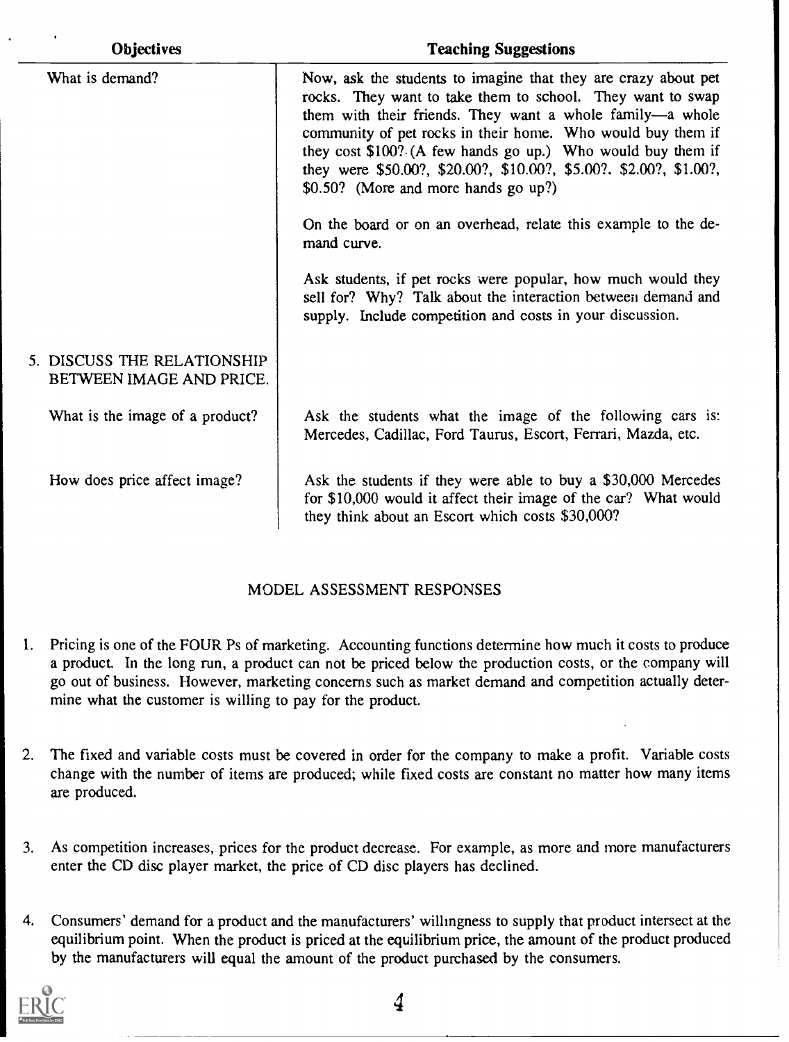| Objectives | Teaching Suggestions |
|---|---|
| What is demand? | Now, ask the students to imagine that they are crazy about pet rocks. They want to take them to school. They want to swap them with their friends. They want a whole family—a whole community of pet rocks in their home. Who would buy them if they cost $100? (A few hands go up.) Who would buy them if they were $50.00?, $20.00?, $10.00?, $5.00?, $2.00?, $1.00?, $0.50? (More and more hands go up?)<br><br>On the board or on an overhead, relate this example to the demand curve.<br><br>Ask students, if pet rocks were popular, how much would they sell for? Why? Talk about the interaction between demand and supply. Include competition and costs in your discussion. |
| 5. DISCUSS THE RELATIONSHIP BETWEEN IMAGE AND PRICE. | |
| What is the image of a product? | Ask the students what the image of the following cars is: Mercedes, Cadillac, Ford Taurus, Escort, Ferrari, Mazda, etc. |
| How does price affect image? | Ask the students if they were able to buy a $30,000 Mercedes for $10,000 would it affect their image of the car? What would they think about an Escort which costs $30,000? |

## MODEL ASSESSMENT RESPONSES

1. Pricing is one of the FOUR Ps of marketing. Accounting functions determine how much it costs to produce a product. In the long run, a product can not be priced below the production costs, or the company will go out of business. However, marketing concerns such as market demand and competition actually determine what the customer is willing to pay for the product.

2. The fixed and variable costs must be covered in order for the company to make a profit. Variable costs change with the number of items are produced; while fixed costs are constant no matter how many items are produced.

3. As competition increases, prices for the product decrease. For example, as more and more manufacturers enter the CD disc player market, the price of CD disc players has declined.

4. Consumers' demand for a product and the manufacturers' willingness to supply that product intersect at the equilibrium point. When the product is priced at the equilibrium price, the amount of the product produced by the manufacturers will equal the amount of the product purchased by the consumers.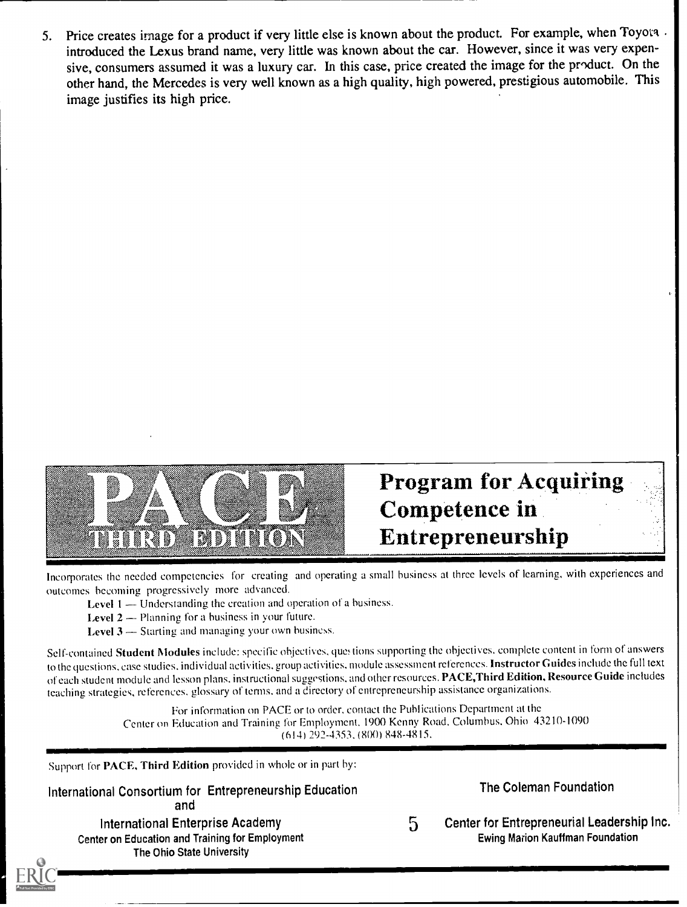5. Price creates image for a product if very little else is known about the product. For example, when Toyota introduced the Lexus brand name, very little was known about the car. However, since it was very expensive, consumers assumed it was a luxury car. In this case, price created the image for the product. On the other hand, the Mercedes is very well known as a high quality, high powered, prestigious automobile. This image justifies its high price.

# PACE THIRD EDITION

## Program for Acquiring Competence in Entrepreneurship

Incorporates the needed competencies for creating and operating a small business at three levels of learning, with experiences and outcomes becoming progressively more advanced.

**Level 1** — Understanding the creation and operation of a business.

**Level 2** — Planning for a business in your future.

**Level 3** — Starting and managing your own business.

Self-contained **Student Modules** include: specific objectives, questions supporting the objectives, complete content in form of answers to the questions, case studies, individual activities, group activities, module assessment references. **Instructor Guides** include the full text of each student module and lesson plans, instructional suggestions, and other resources. **PACE, Third Edition, Resource Guide** includes teaching strategies, references, glossary of terms, and a directory of entrepreneurship assistance organizations.

For information on PACE or to order, contact the Publications Department at the Center on Education and Training for Employment, 1900 Kenny Road, Columbus, Ohio 43210-1090 (614) 292-4353, (800) 848-4815.

Support for **PACE, Third Edition** provided in whole or in part by:

International Consortium for Entrepreneurship Education
and
International Enterprise Academy
Center on Education and Training for Employment
The Ohio State University

The Coleman Foundation

Center for Entrepreneurial Leadership Inc.
Ewing Marion Kauffman Foundation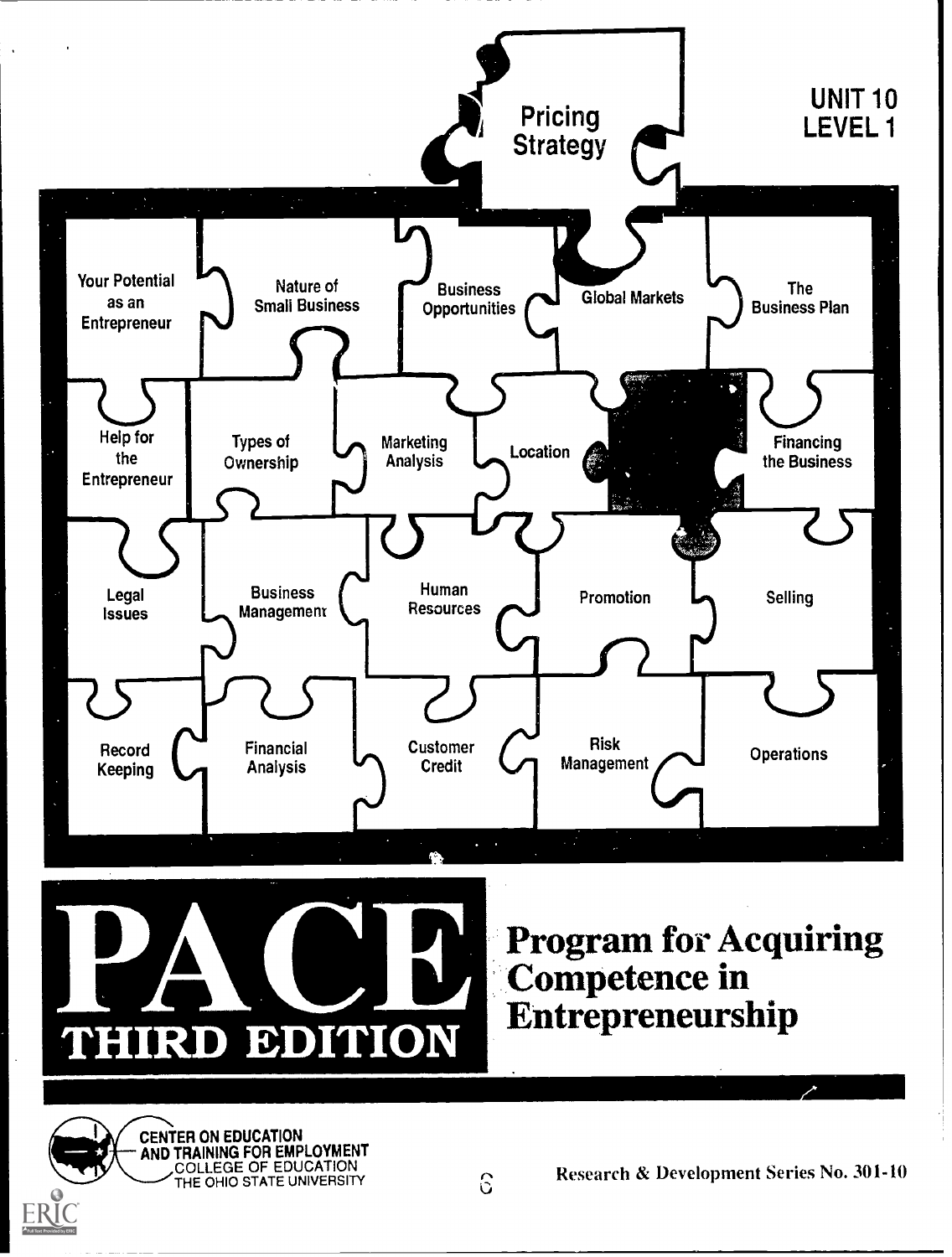# Pricing Strategy

UNIT 10
LEVEL 1

Your Potential as an Entrepreneur

Nature of Small Business

Business Opportunities

Global Markets

The Business Plan

Help for the Entrepreneur

Types of Ownership

Marketing Analysis

Location

Financing the Business

Legal Issues

Business Management

Human Resources

Promotion

Selling

Record Keeping

Financial Analysis

Customer Credit

Risk Management

Operations

# PACE THIRD EDITION

## Program for Acquiring Competence in Entrepreneurship

CENTER ON EDUCATION AND TRAINING FOR EMPLOYMENT
COLLEGE OF EDUCATION
THE OHIO STATE UNIVERSITY

Research & Development Series No. 301-10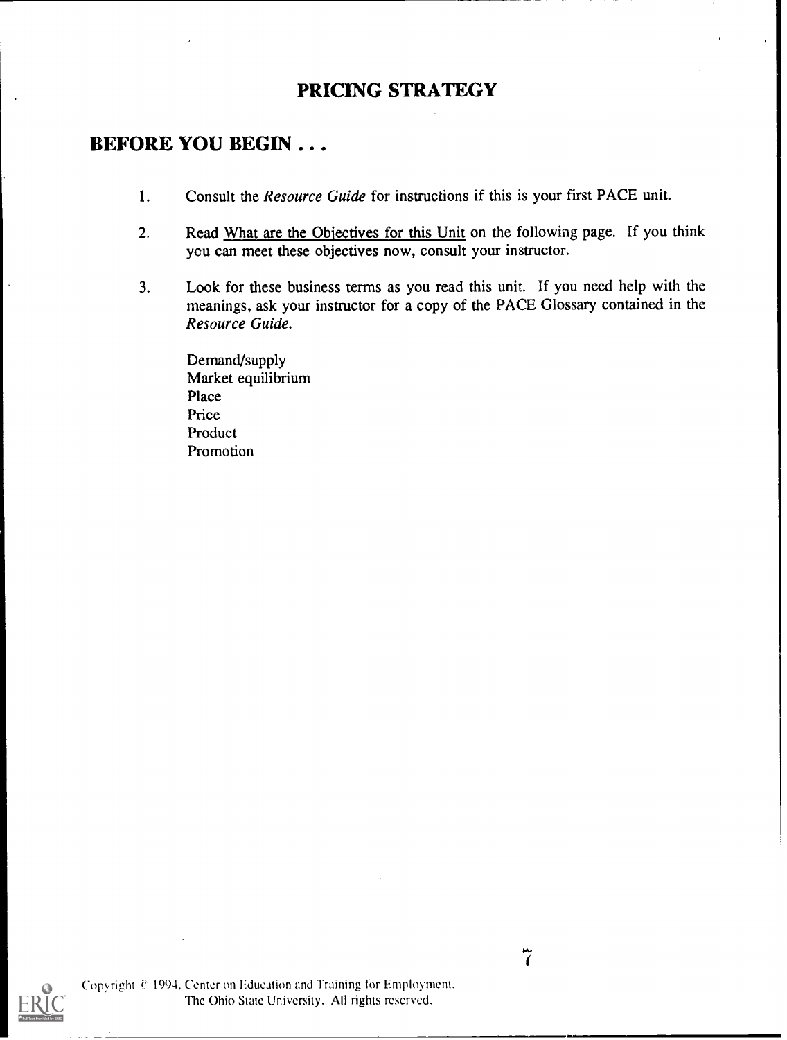# PRICING STRATEGY

## BEFORE YOU BEGIN . . .

1. Consult the *Resource Guide* for instructions if this is your first PACE unit.

2. Read What are the Objectives for this Unit on the following page. If you think you can meet these objectives now, consult your instructor.

3. Look for these business terms as you read this unit. If you need help with the meanings, ask your instructor for a copy of the PACE Glossary contained in the *Resource Guide*.

   Demand/supply
   Market equilibrium
   Place
   Price
   Product
   Promotion

Copyright © 1994, Center on Education and Training for Employment. The Ohio State University. All rights reserved.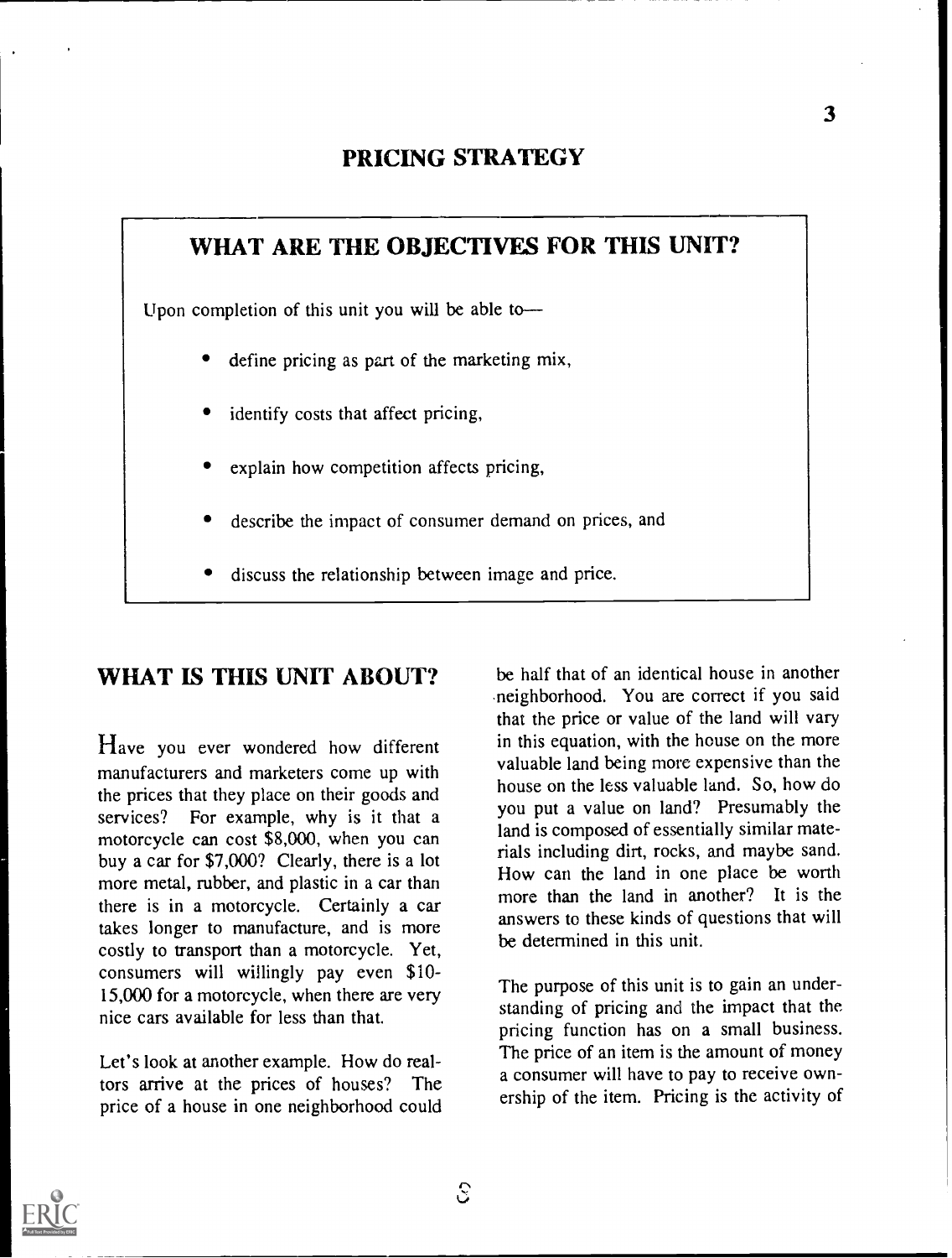# PRICING STRATEGY

## WHAT ARE THE OBJECTIVES FOR THIS UNIT?

Upon completion of this unit you will be able to—

- define pricing as part of the marketing mix,
- identify costs that affect pricing,
- explain how competition affects pricing,
- describe the impact of consumer demand on prices, and
- discuss the relationship between image and price.

## WHAT IS THIS UNIT ABOUT?

Have you ever wondered how different manufacturers and marketers come up with the prices that they place on their goods and services? For example, why is it that a motorcycle can cost $8,000, when you can buy a car for $7,000? Clearly, there is a lot more metal, rubber, and plastic in a car than there is in a motorcycle. Certainly a car takes longer to manufacture, and is more costly to transport than a motorcycle. Yet, consumers will willingly pay even $10-15,000 for a motorcycle, when there are very nice cars available for less than that.

Let's look at another example. How do realtors arrive at the prices of houses? The price of a house in one neighborhood could be half that of an identical house in another neighborhood. You are correct if you said that the price or value of the land will vary in this equation, with the house on the more valuable land being more expensive than the house on the less valuable land. So, how do you put a value on land? Presumably the land is composed of essentially similar materials including dirt, rocks, and maybe sand. How can the land in one place be worth more than the land in another? It is the answers to these kinds of questions that will be determined in this unit.

The purpose of this unit is to gain an understanding of pricing and the impact that the pricing function has on a small business. The price of an item is the amount of money a consumer will have to pay to receive ownership of the item. Pricing is the activity of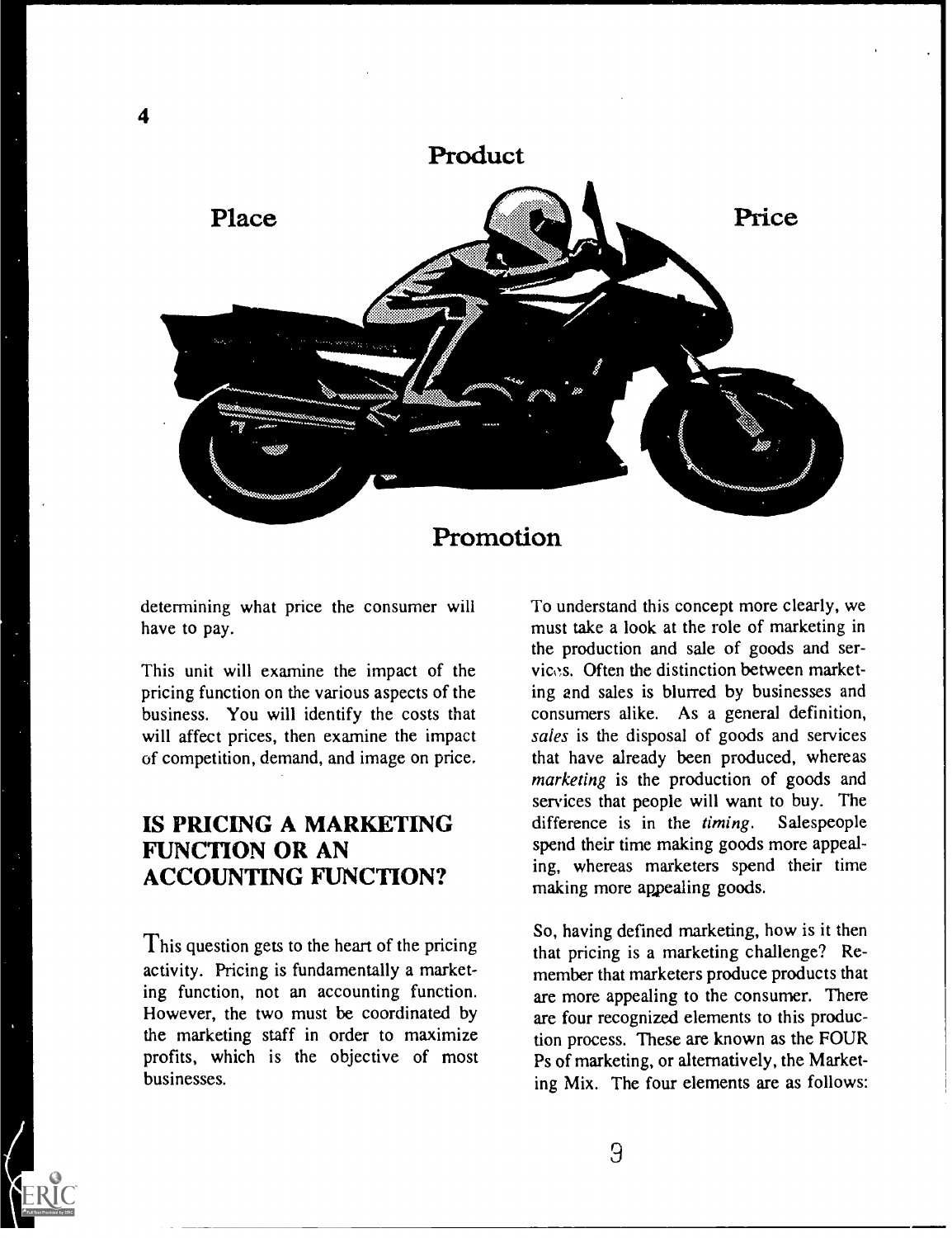Product

Place

Price

Promotion

determining what price the consumer will have to pay.

This unit will examine the impact of the pricing function on the various aspects of the business. You will identify the costs that will affect prices, then examine the impact of competition, demand, and image on price.

## IS PRICING A MARKETING FUNCTION OR AN ACCOUNTING FUNCTION?

This question gets to the heart of the pricing activity. Pricing is fundamentally a marketing function, not an accounting function. However, the two must be coordinated by the marketing staff in order to maximize profits, which is the objective of most businesses.

To understand this concept more clearly, we must take a look at the role of marketing in the production and sale of goods and services. Often the distinction between marketing and sales is blurred by businesses and consumers alike. As a general definition, *sales* is the disposal of goods and services that have already been produced, whereas *marketing* is the production of goods and services that people will want to buy. The difference is in the *timing*. Salespeople spend their time making goods more appealing, whereas marketers spend their time making more appealing goods.

So, having defined marketing, how is it then that pricing is a marketing challenge? Remember that marketers produce products that are more appealing to the consumer. There are four recognized elements to this production process. These are known as the FOUR Ps of marketing, or alternatively, the Marketing Mix. The four elements are as follows: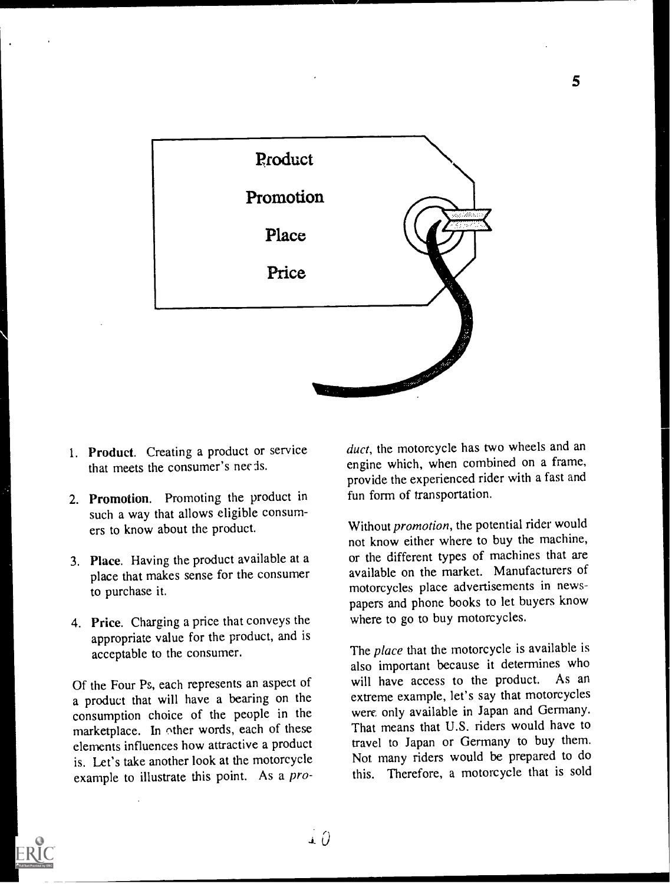Product

Promotion

Place

Price

1. **Product**. Creating a product or service that meets the consumer's needs.

2. **Promotion**. Promoting the product in such a way that allows eligible consumers to know about the product.

3. **Place**. Having the product available at a place that makes sense for the consumer to purchase it.

4. **Price**. Charging a price that conveys the appropriate value for the product, and is acceptable to the consumer.

Of the Four Ps, each represents an aspect of a product that will have a bearing on the consumption choice of the people in the marketplace. In other words, each of these elements influences how attractive a product is. Let's take another look at the motorcycle example to illustrate this point. As a *product*, the motorcycle has two wheels and an engine which, when combined on a frame, provide the experienced rider with a fast and fun form of transportation.

Without *promotion*, the potential rider would not know either where to buy the machine, or the different types of machines that are available on the market. Manufacturers of motorcycles place advertisements in newspapers and phone books to let buyers know where to go to buy motorcycles.

The *place* that the motorcycle is available is also important because it determines who will have access to the product. As an extreme example, let's say that motorcycles were only available in Japan and Germany. That means that U.S. riders would have to travel to Japan or Germany to buy them. Not many riders would be prepared to do this. Therefore, a motorcycle that is sold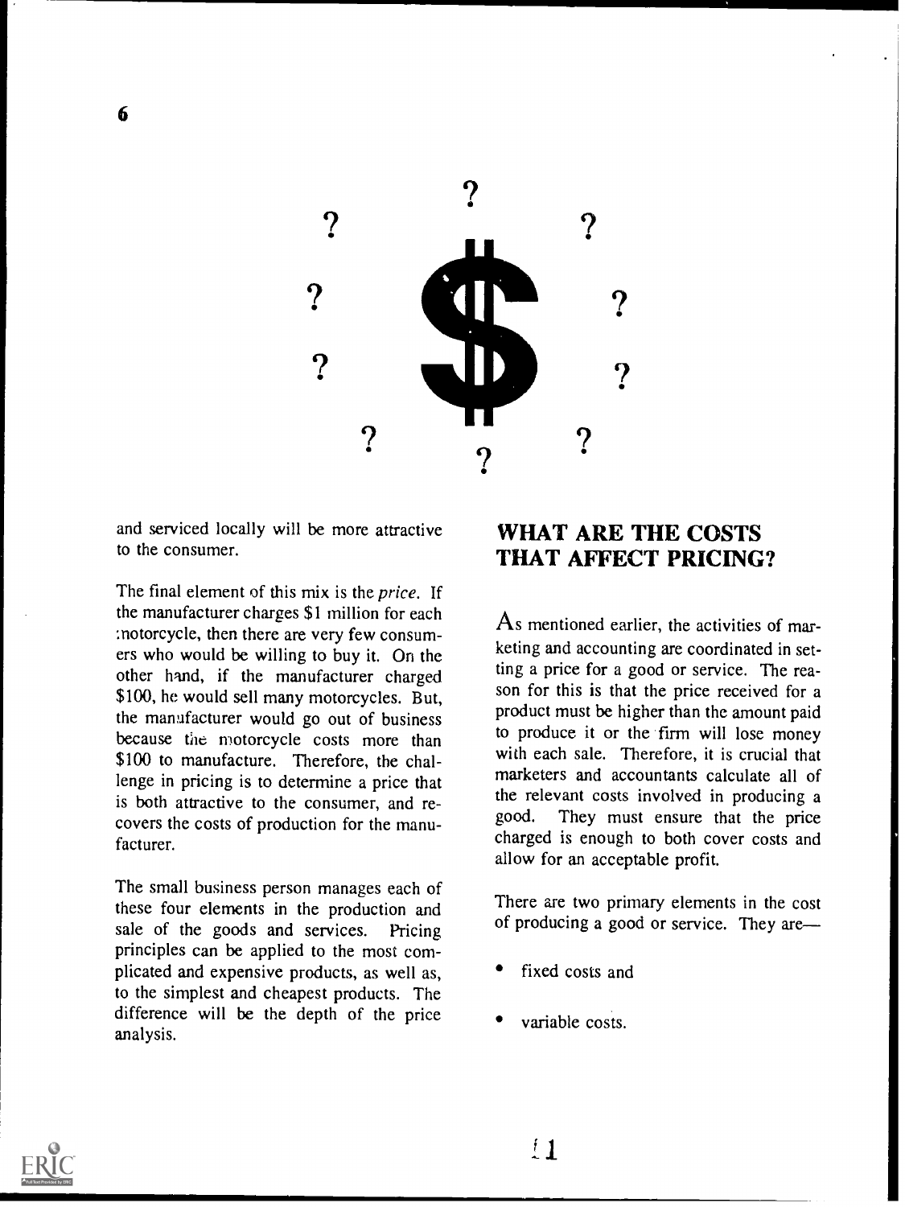and serviced locally will be more attractive to the consumer.

The final element of this mix is the *price*. If the manufacturer charges $1 million for each motorcycle, then there are very few consumers who would be willing to buy it. On the other hand, if the manufacturer charged $100, he would sell many motorcycles. But, the manufacturer would go out of business because the motorcycle costs more than $100 to manufacture. Therefore, the challenge in pricing is to determine a price that is both attractive to the consumer, and recovers the costs of production for the manufacturer.

The small business person manages each of these four elements in the production and sale of the goods and services. Pricing principles can be applied to the most complicated and expensive products, as well as, to the simplest and cheapest products. The difference will be the depth of the price analysis.

## WHAT ARE THE COSTS THAT AFFECT PRICING?

As mentioned earlier, the activities of marketing and accounting are coordinated in setting a price for a good or service. The reason for this is that the price received for a product must be higher than the amount paid to produce it or the firm will lose money with each sale. Therefore, it is crucial that marketers and accountants calculate all of the relevant costs involved in producing a good. They must ensure that the price charged is enough to both cover costs and allow for an acceptable profit.

There are two primary elements in the cost of producing a good or service. They are—

- fixed costs and
- variable costs.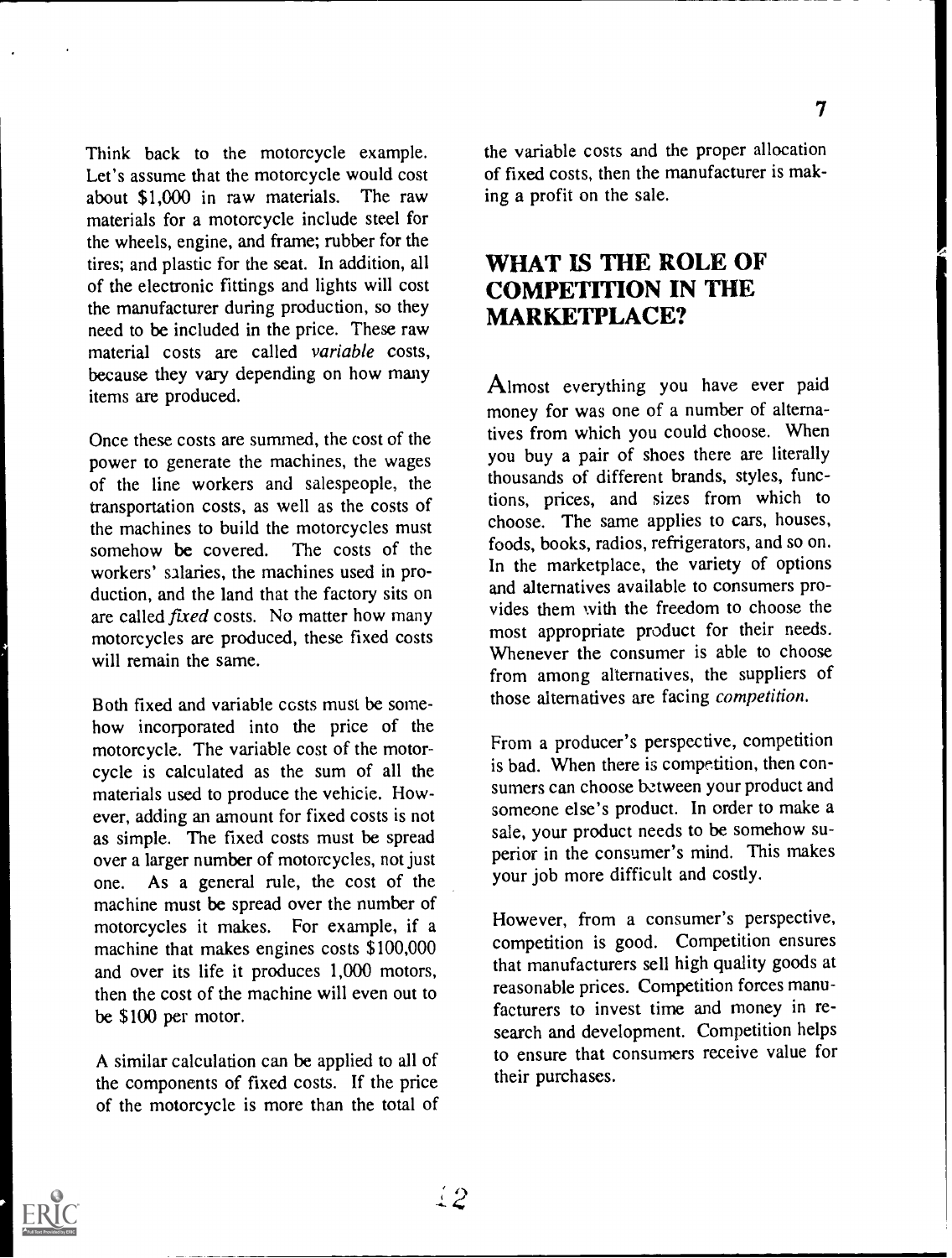Think back to the motorcycle example. Let's assume that the motorcycle would cost about $1,000 in raw materials. The raw materials for a motorcycle include steel for the wheels, engine, and frame; rubber for the tires; and plastic for the seat. In addition, all of the electronic fittings and lights will cost the manufacturer during production, so they need to be included in the price. These raw material costs are called *variable* costs, because they vary depending on how many items are produced.

Once these costs are summed, the cost of the power to generate the machines, the wages of the line workers and salespeople, the transportation costs, as well as the costs of the machines to build the motorcycles must somehow be covered. The costs of the workers' salaries, the machines used in production, and the land that the factory sits on are called *fixed* costs. No matter how many motorcycles are produced, these fixed costs will remain the same.

Both fixed and variable costs must be somehow incorporated into the price of the motorcycle. The variable cost of the motorcycle is calculated as the sum of all the materials used to produce the vehicle. However, adding an amount for fixed costs is not as simple. The fixed costs must be spread over a larger number of motorcycles, not just one. As a general rule, the cost of the machine must be spread over the number of motorcycles it makes. For example, if a machine that makes engines costs $100,000 and over its life it produces 1,000 motors, then the cost of the machine will even out to be $100 per motor.

A similar calculation can be applied to all of the components of fixed costs. If the price of the motorcycle is more than the total of the variable costs and the proper allocation of fixed costs, then the manufacturer is making a profit on the sale.

## WHAT IS THE ROLE OF COMPETITION IN THE MARKETPLACE?

Almost everything you have ever paid money for was one of a number of alternatives from which you could choose. When you buy a pair of shoes there are literally thousands of different brands, styles, functions, prices, and sizes from which to choose. The same applies to cars, houses, foods, books, radios, refrigerators, and so on. In the marketplace, the variety of options and alternatives available to consumers provides them with the freedom to choose the most appropriate product for their needs. Whenever the consumer is able to choose from among alternatives, the suppliers of those alternatives are facing *competition*.

From a producer's perspective, competition is bad. When there is competition, then consumers can choose between your product and someone else's product. In order to make a sale, your product needs to be somehow superior in the consumer's mind. This makes your job more difficult and costly.

However, from a consumer's perspective, competition is good. Competition ensures that manufacturers sell high quality goods at reasonable prices. Competition forces manufacturers to invest time and money in research and development. Competition helps to ensure that consumers receive value for their purchases.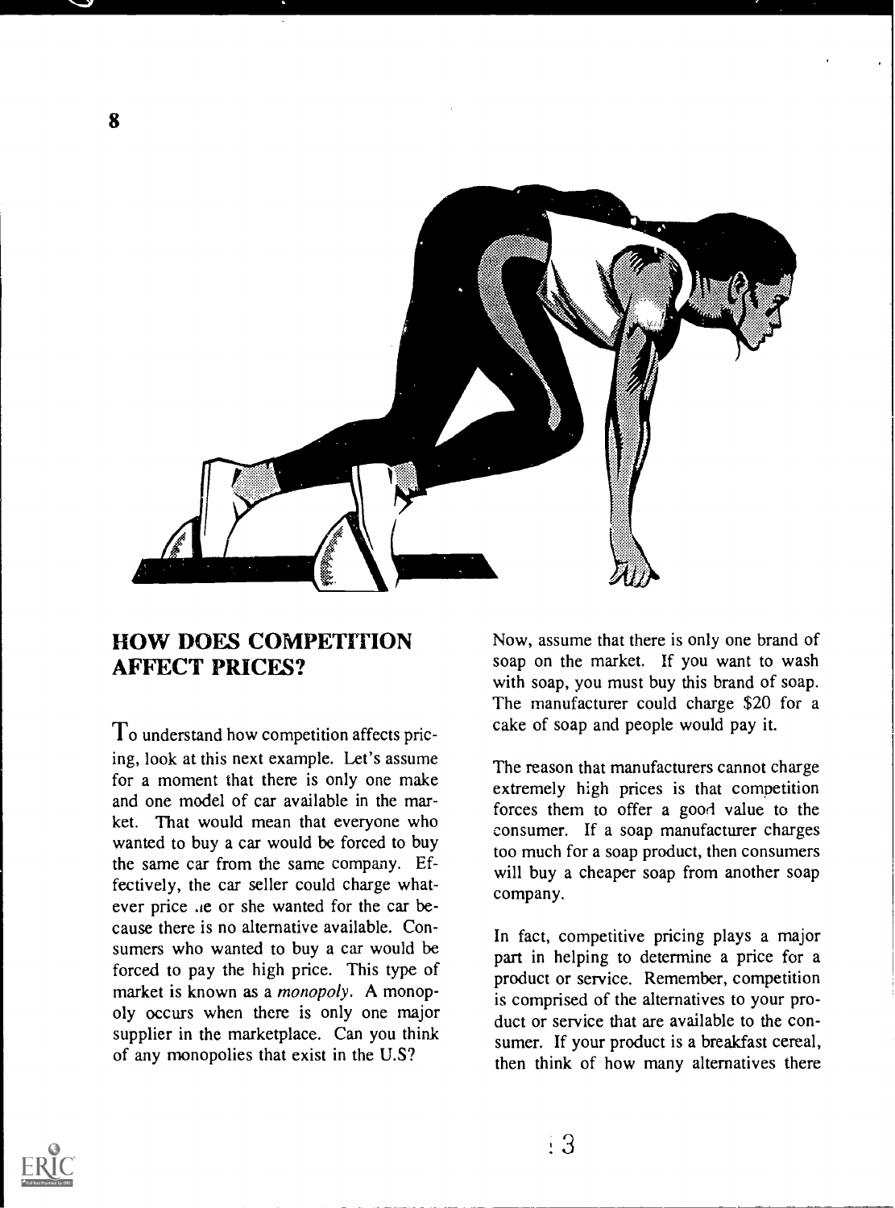## HOW DOES COMPETITION AFFECT PRICES?

To understand how competition affects pricing, look at this next example. Let's assume for a moment that there is only one make and one model of car available in the market. That would mean that everyone who wanted to buy a car would be forced to buy the same car from the same company. Effectively, the car seller could charge whatever price .ie or she wanted for the car because there is no alternative available. Consumers who wanted to buy a car would be forced to pay the high price. This type of market is known as a *monopoly*. A monopoly occurs when there is only one major supplier in the marketplace. Can you think of any monopolies that exist in the U.S?

Now, assume that there is only one brand of soap on the market. If you want to wash with soap, you must buy this brand of soap. The manufacturer could charge $20 for a cake of soap and people would pay it.

The reason that manufacturers cannot charge extremely high prices is that competition forces them to offer a good value to the consumer. If a soap manufacturer charges too much for a soap product, then consumers will buy a cheaper soap from another soap company.

In fact, competitive pricing plays a major part in helping to determine a price for a product or service. Remember, competition is comprised of the alternatives to your product or service that are available to the consumer. If your product is a breakfast cereal, then think of how many alternatives there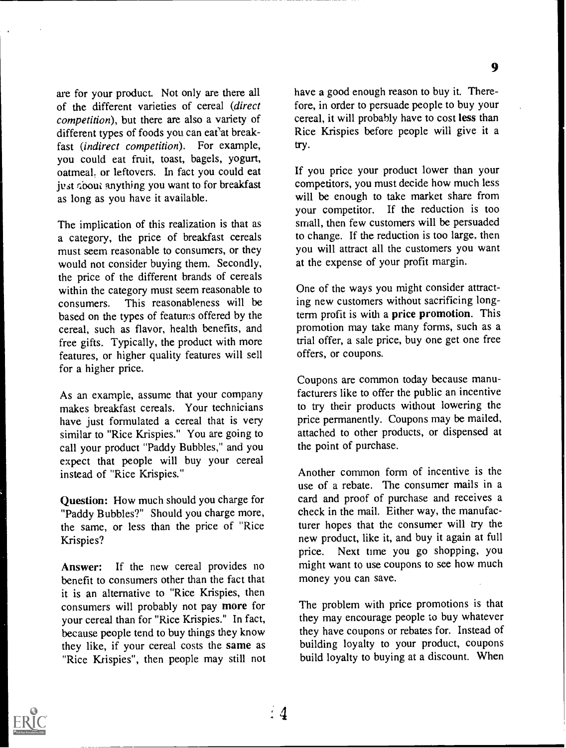are for your product. Not only are there all of the different varieties of cereal (*direct competition*), but there are also a variety of different types of foods you can eat at breakfast (*indirect competition*). For example, you could eat fruit, toast, bagels, yogurt, oatmeal, or leftovers. In fact you could eat just about anything you want to for breakfast as long as you have it available.

The implication of this realization is that as a category, the price of breakfast cereals must seem reasonable to consumers, or they would not consider buying them. Secondly, the price of the different brands of cereals within the category must seem reasonable to consumers. This reasonableness will be based on the types of features offered by the cereal, such as flavor, health benefits, and free gifts. Typically, the product with more features, or higher quality features will sell for a higher price.

As an example, assume that your company makes breakfast cereals. Your technicians have just formulated a cereal that is very similar to "Rice Krispies." You are going to call your product "Paddy Bubbles," and you expect that people will buy your cereal instead of "Rice Krispies."

**Question:** How much should you charge for "Paddy Bubbles?" Should you charge more, the same, or less than the price of "Rice Krispies?

**Answer:** If the new cereal provides no benefit to consumers other than the fact that it is an alternative to "Rice Krispies, then consumers will probably not pay **more** for your cereal than for "Rice Krispies." In fact, because people tend to buy things they know they like, if your cereal costs the **same** as "Rice Krispies", then people may still not have a good enough reason to buy it. Therefore, in order to persuade people to buy your cereal, it will probably have to cost **less** than Rice Krispies before people will give it a try.

If you price your product lower than your competitors, you must decide how much less will be enough to take market share from your competitor. If the reduction is too small, then few customers will be persuaded to change. If the reduction is too large, then you will attract all the customers you want at the expense of your profit margin.

One of the ways you might consider attracting new customers without sacrificing long-term profit is with a **price promotion**. This promotion may take many forms, such as a trial offer, a sale price, buy one get one free offers, or coupons.

Coupons are common today because manufacturers like to offer the public an incentive to try their products without lowering the price permanently. Coupons may be mailed, attached to other products, or dispensed at the point of purchase.

Another common form of incentive is the use of a rebate. The consumer mails in a card and proof of purchase and receives a check in the mail. Either way, the manufacturer hopes that the consumer will try the new product, like it, and buy it again at full price. Next time you go shopping, you might want to use coupons to see how much money you can save.

The problem with price promotions is that they may encourage people to buy whatever they have coupons or rebates for. Instead of building loyalty to your product, coupons build loyalty to buying at a discount. When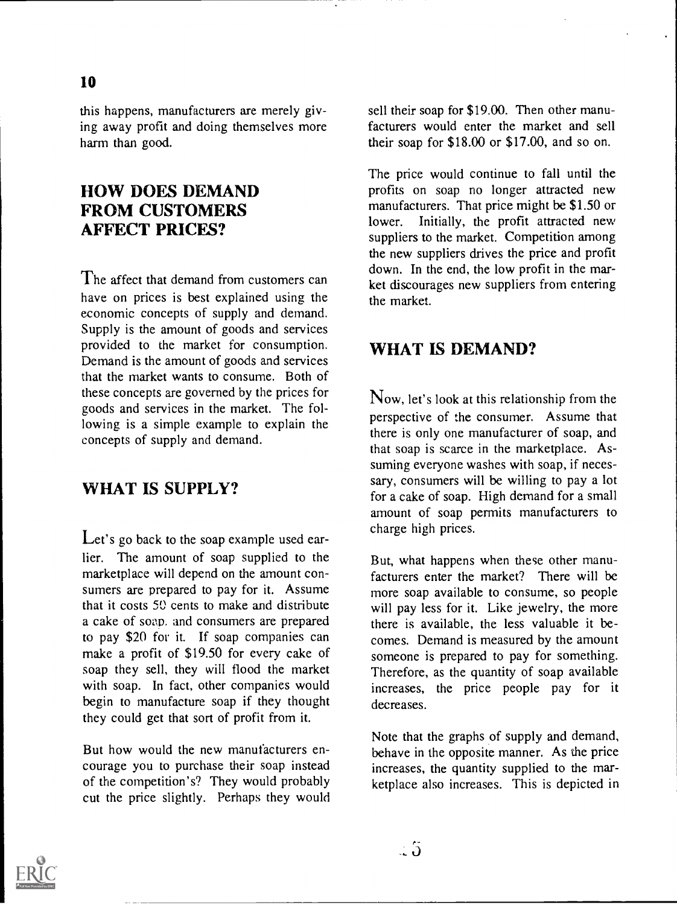this happens, manufacturers are merely giving away profit and doing themselves more harm than good.

## HOW DOES DEMAND FROM CUSTOMERS AFFECT PRICES?

The affect that demand from customers can have on prices is best explained using the economic concepts of supply and demand. Supply is the amount of goods and services provided to the market for consumption. Demand is the amount of goods and services that the market wants to consume. Both of these concepts are governed by the prices for goods and services in the market. The following is a simple example to explain the concepts of supply and demand.

## WHAT IS SUPPLY?

Let's go back to the soap example used earlier. The amount of soap supplied to the marketplace will depend on the amount consumers are prepared to pay for it. Assume that it costs 50 cents to make and distribute a cake of soap, and consumers are prepared to pay $20 for it. If soap companies can make a profit of $19.50 for every cake of soap they sell, they will flood the market with soap. In fact, other companies would begin to manufacture soap if they thought they could get that sort of profit from it.

But how would the new manufacturers encourage you to purchase their soap instead of the competition's? They would probably cut the price slightly. Perhaps they would sell their soap for $19.00. Then other manufacturers would enter the market and sell their soap for $18.00 or $17.00, and so on.

The price would continue to fall until the profits on soap no longer attracted new manufacturers. That price might be $1.50 or lower. Initially, the profit attracted new suppliers to the market. Competition among the new suppliers drives the price and profit down. In the end, the low profit in the market discourages new suppliers from entering the market.

## WHAT IS DEMAND?

Now, let's look at this relationship from the perspective of the consumer. Assume that there is only one manufacturer of soap, and that soap is scarce in the marketplace. Assuming everyone washes with soap, if necessary, consumers will be willing to pay a lot for a cake of soap. High demand for a small amount of soap permits manufacturers to charge high prices.

But, what happens when these other manufacturers enter the market? There will be more soap available to consume, so people will pay less for it. Like jewelry, the more there is available, the less valuable it becomes. Demand is measured by the amount someone is prepared to pay for something. Therefore, as the quantity of soap available increases, the price people pay for it decreases.

Note that the graphs of supply and demand, behave in the opposite manner. As the price increases, the quantity supplied to the marketplace also increases. This is depicted in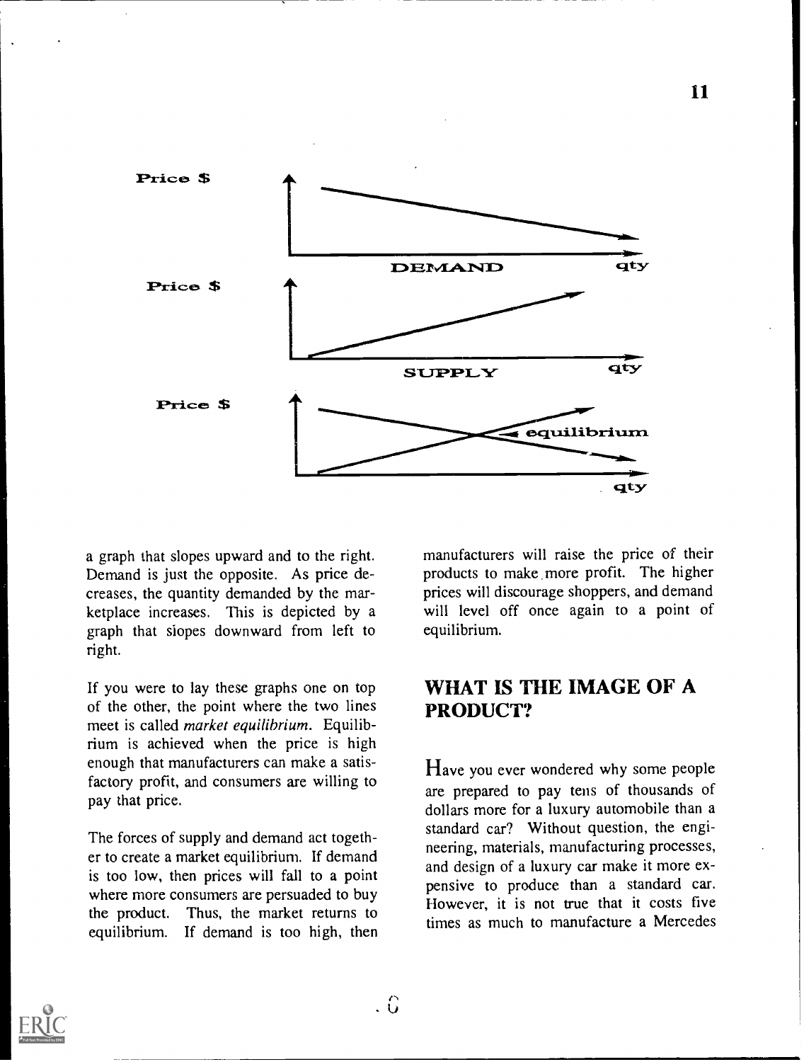a graph that slopes upward and to the right. Demand is just the opposite. As price decreases, the quantity demanded by the marketplace increases. This is depicted by a graph that slopes downward from left to right.

If you were to lay these graphs one on top of the other, the point where the two lines meet is called *market equilibrium*. Equilibrium is achieved when the price is high enough that manufacturers can make a satisfactory profit, and consumers are willing to pay that price.

The forces of supply and demand act together to create a market equilibrium. If demand is too low, then prices will fall to a point where more consumers are persuaded to buy the product. Thus, the market returns to equilibrium. If demand is too high, then manufacturers will raise the price of their products to make more profit. The higher prices will discourage shoppers, and demand will level off once again to a point of equilibrium.

## WHAT IS THE IMAGE OF A PRODUCT?

Have you ever wondered why some people are prepared to pay tens of thousands of dollars more for a luxury automobile than a standard car? Without question, the engineering, materials, manufacturing processes, and design of a luxury car make it more expensive to produce than a standard car. However, it is not true that it costs five times as much to manufacture a Mercedes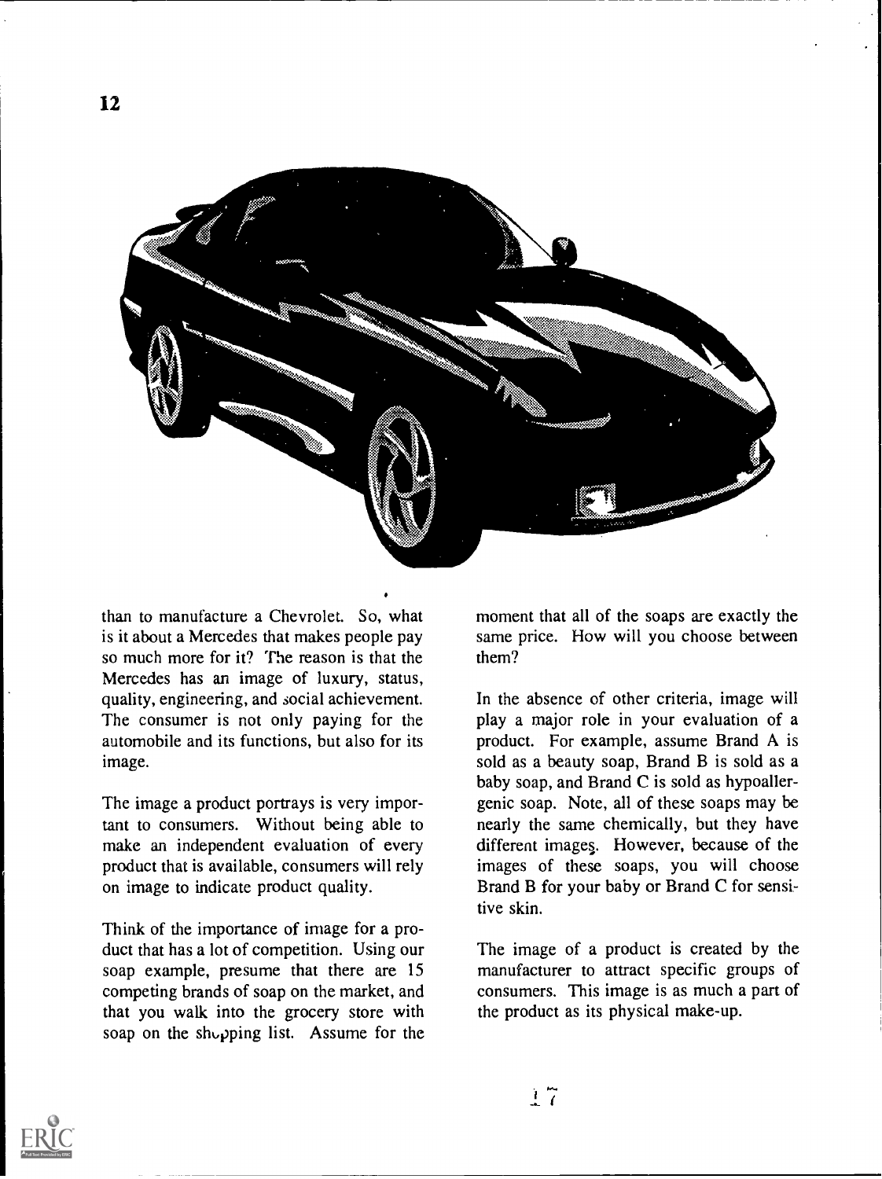than to manufacture a Chevrolet. So, what is it about a Mercedes that makes people pay so much more for it? The reason is that the Mercedes has an image of luxury, status, quality, engineering, and social achievement. The consumer is not only paying for the automobile and its functions, but also for its image.

The image a product portrays is very important to consumers. Without being able to make an independent evaluation of every product that is available, consumers will rely on image to indicate product quality.

Think of the importance of image for a product that has a lot of competition. Using our soap example, presume that there are 15 competing brands of soap on the market, and that you walk into the grocery store with soap on the shopping list. Assume for the moment that all of the soaps are exactly the same price. How will you choose between them?

In the absence of other criteria, image will play a major role in your evaluation of a product. For example, assume Brand A is sold as a beauty soap, Brand B is sold as a baby soap, and Brand C is sold as hypoallergenic soap. Note, all of these soaps may be nearly the same chemically, but they have different images. However, because of the images of these soaps, you will choose Brand B for your baby or Brand C for sensitive skin.

The image of a product is created by the manufacturer to attract specific groups of consumers. This image is as much a part of the product as its physical make-up.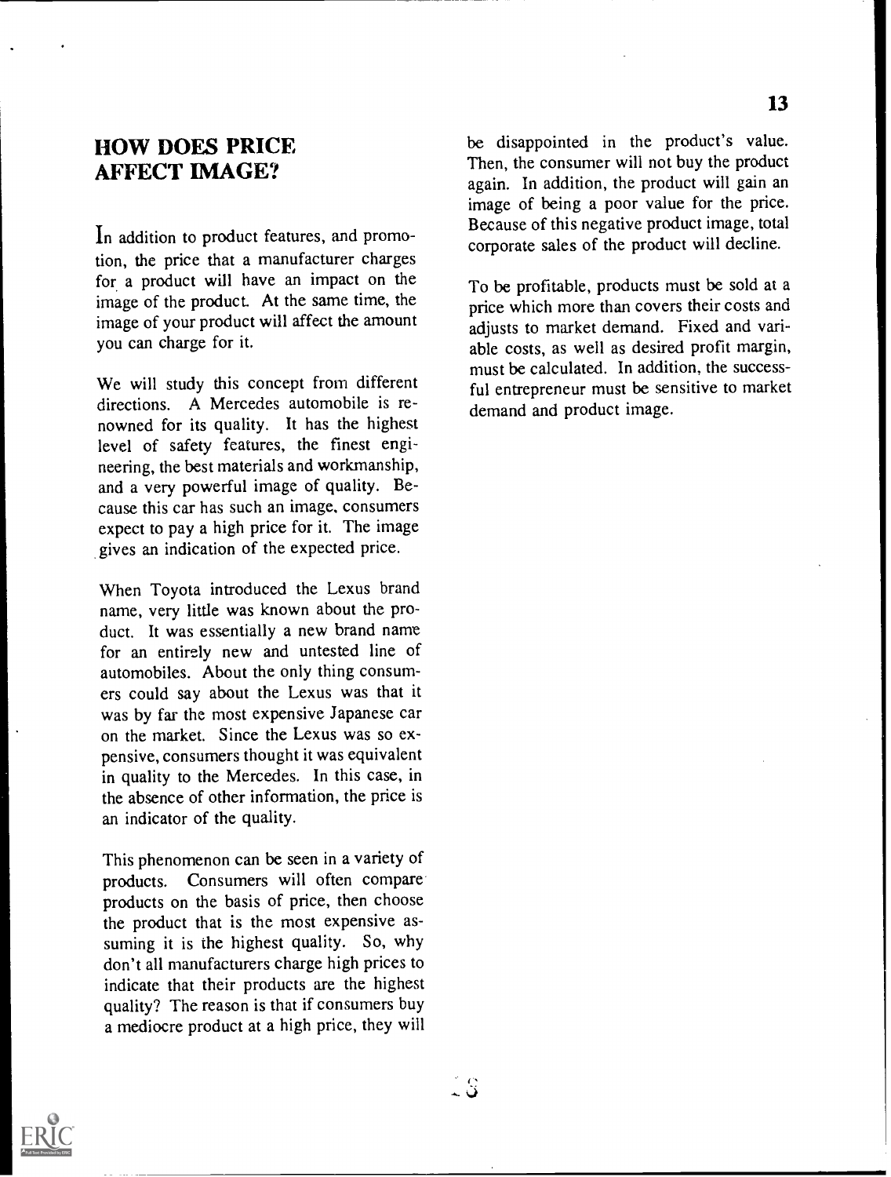## HOW DOES PRICE AFFECT IMAGE?

In addition to product features, and promotion, the price that a manufacturer charges for a product will have an impact on the image of the product. At the same time, the image of your product will affect the amount you can charge for it.

We will study this concept from different directions. A Mercedes automobile is renowned for its quality. It has the highest level of safety features, the finest engineering, the best materials and workmanship, and a very powerful image of quality. Because this car has such an image, consumers expect to pay a high price for it. The image gives an indication of the expected price.

When Toyota introduced the Lexus brand name, very little was known about the product. It was essentially a new brand name for an entirely new and untested line of automobiles. About the only thing consumers could say about the Lexus was that it was by far the most expensive Japanese car on the market. Since the Lexus was so expensive, consumers thought it was equivalent in quality to the Mercedes. In this case, in the absence of other information, the price is an indicator of the quality.

This phenomenon can be seen in a variety of products. Consumers will often compare products on the basis of price, then choose the product that is the most expensive assuming it is the highest quality. So, why don't all manufacturers charge high prices to indicate that their products are the highest quality? The reason is that if consumers buy a mediocre product at a high price, they will be disappointed in the product's value. Then, the consumer will not buy the product again. In addition, the product will gain an image of being a poor value for the price. Because of this negative product image, total corporate sales of the product will decline.

To be profitable, products must be sold at a price which more than covers their costs and adjusts to market demand. Fixed and variable costs, as well as desired profit margin, must be calculated. In addition, the successful entrepreneur must be sensitive to market demand and product image.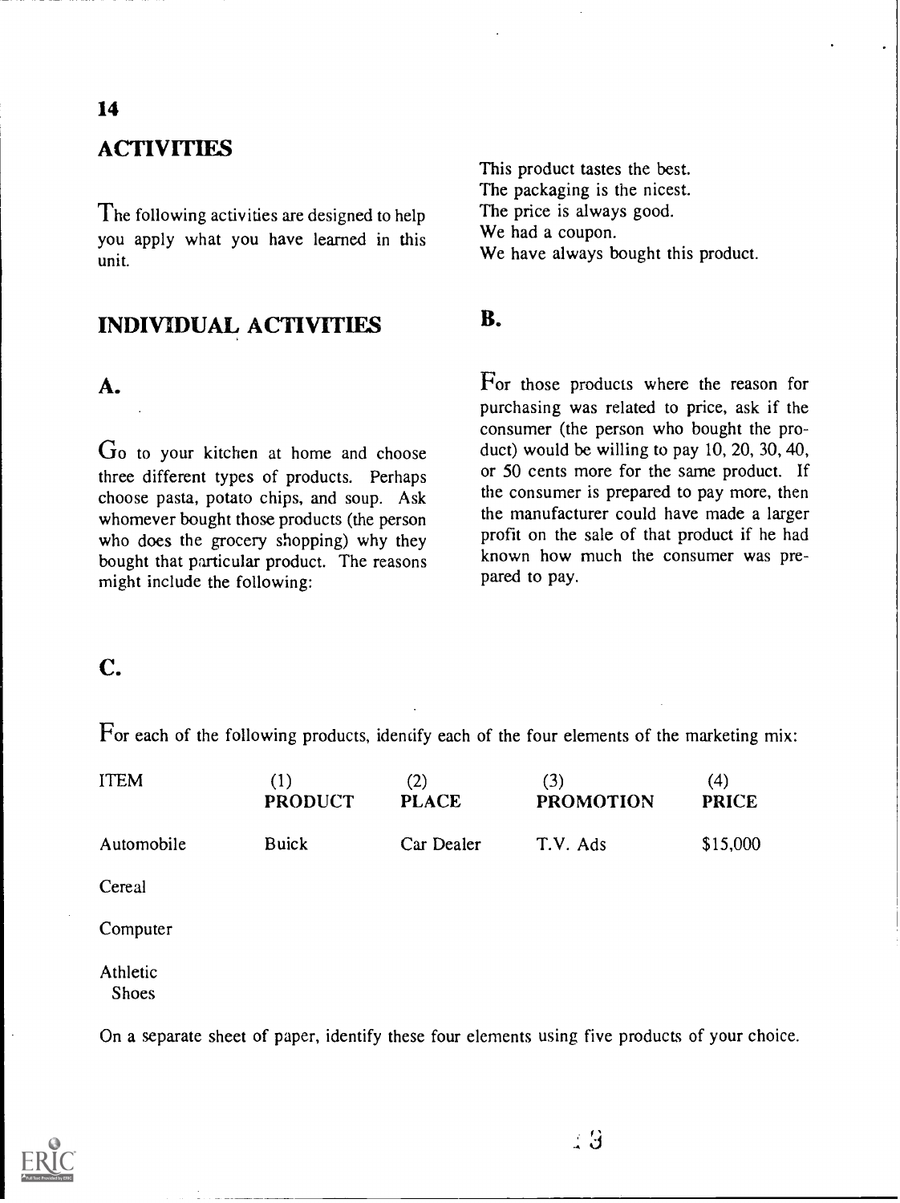# ACTIVITIES

The following activities are designed to help you apply what you have learned in this unit.

## INDIVIDUAL ACTIVITIES

### A.

Go to your kitchen at home and choose three different types of products. Perhaps choose pasta, potato chips, and soup. Ask whomever bought those products (the person who does the grocery shopping) why they bought that particular product. The reasons might include the following:

This product tastes the best.
The packaging is the nicest.
The price is always good.
We had a coupon.
We have always bought this product.

### B.

For those products where the reason for purchasing was related to price, ask if the consumer (the person who bought the product) would be willing to pay 10, 20, 30, 40, or 50 cents more for the same product. If the consumer is prepared to pay more, then the manufacturer could have made a larger profit on the sale of that product if he had known how much the consumer was prepared to pay.

### C.

For each of the following products, identify each of the four elements of the marketing mix:

| ITEM | (1) PRODUCT | (2) PLACE | (3) PROMOTION | (4) PRICE |
|---|---|---|---|---|
| Automobile | Buick | Car Dealer | T.V. Ads | $15,000 |
| Cereal | | | | |
| Computer | | | | |
| Athletic Shoes | | | | |

On a separate sheet of paper, identify these four elements using five products of your choice.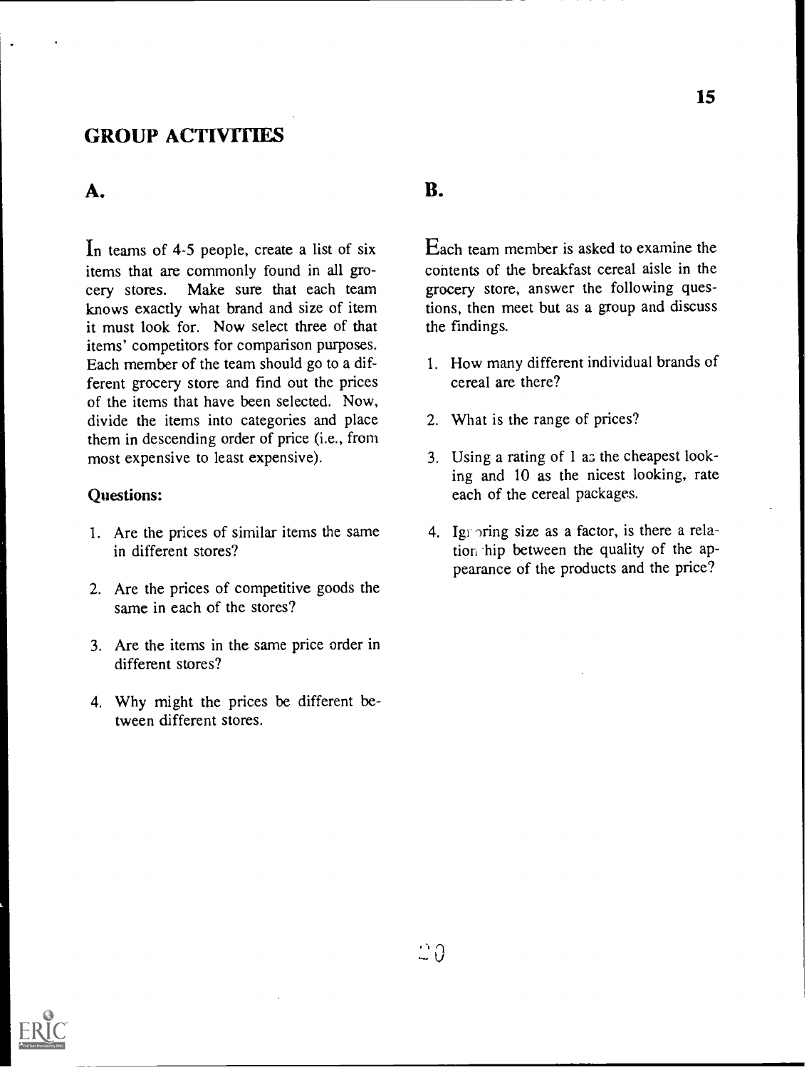## GROUP ACTIVITIES

### A.

In teams of 4-5 people, create a list of six items that are commonly found in all grocery stores. Make sure that each team knows exactly what brand and size of item it must look for. Now select three of that items' competitors for comparison purposes. Each member of the team should go to a different grocery store and find out the prices of the items that have been selected. Now, divide the items into categories and place them in descending order of price (i.e., from most expensive to least expensive).

**Questions:**

1. Are the prices of similar items the same in different stores?
2. Are the prices of competitive goods the same in each of the stores?
3. Are the items in the same price order in different stores?
4. Why might the prices be different between different stores.

### B.

Each team member is asked to examine the contents of the breakfast cereal aisle in the grocery store, answer the following questions, then meet but as a group and discuss the findings.

1. How many different individual brands of cereal are there?
2. What is the range of prices?
3. Using a rating of 1 as the cheapest looking and 10 as the nicest looking, rate each of the cereal packages.
4. Ignoring size as a factor, is there a relationship between the quality of the appearance of the products and the price?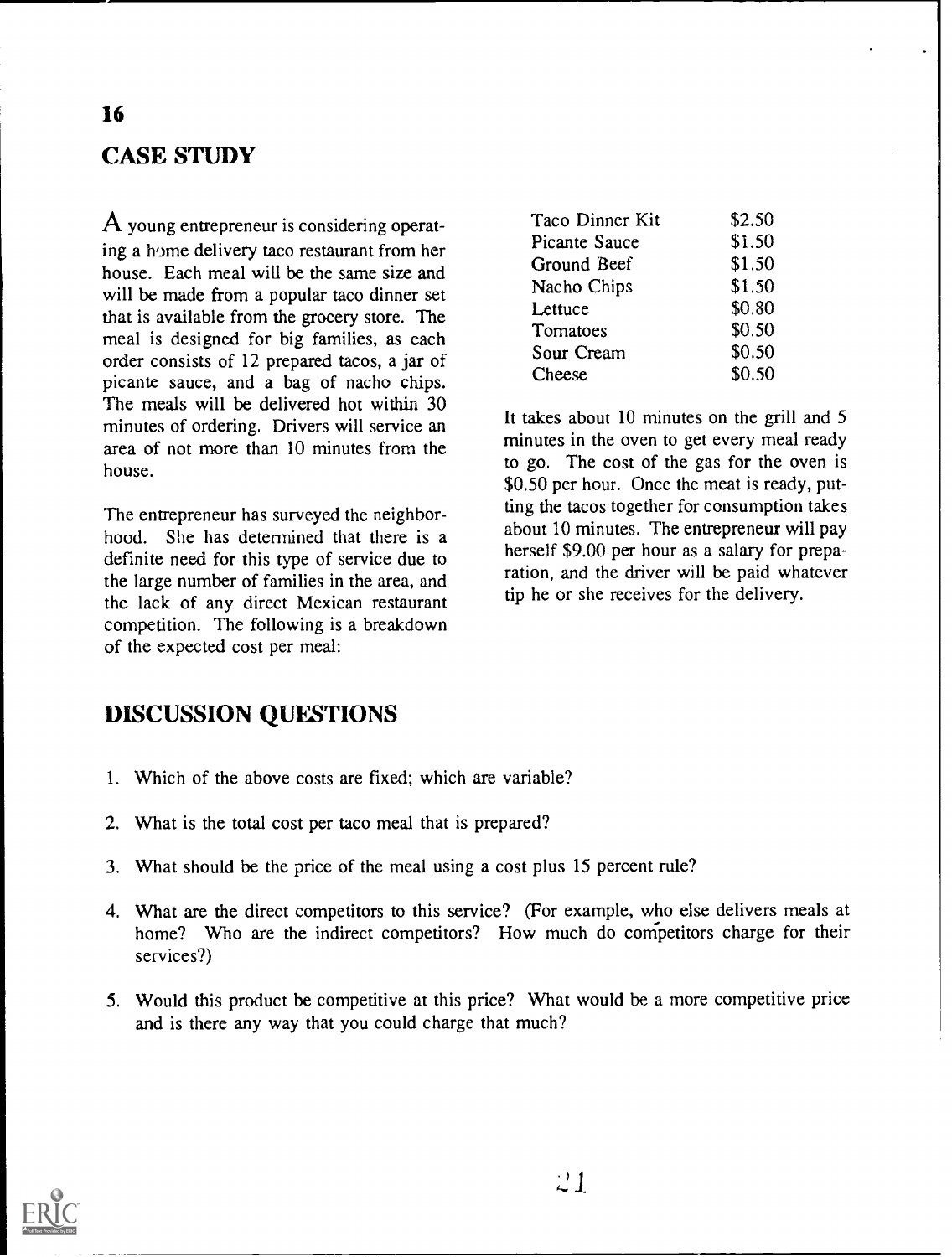# CASE STUDY

A young entrepreneur is considering operating a home delivery taco restaurant from her house. Each meal will be the same size and will be made from a popular taco dinner set that is available from the grocery store. The meal is designed for big families, as each order consists of 12 prepared tacos, a jar of picante sauce, and a bag of nacho chips. The meals will be delivered hot within 30 minutes of ordering. Drivers will service an area of not more than 10 minutes from the house.

The entrepreneur has surveyed the neighborhood. She has determined that there is a definite need for this type of service due to the large number of families in the area, and the lack of any direct Mexican restaurant competition. The following is a breakdown of the expected cost per meal:

| | |
|---|---|
| Taco Dinner Kit | $2.50 |
| Picante Sauce | $1.50 |
| Ground Beef | $1.50 |
| Nacho Chips | $1.50 |
| Lettuce | $0.80 |
| Tomatoes | $0.50 |
| Sour Cream | $0.50 |
| Cheese | $0.50 |

It takes about 10 minutes on the grill and 5 minutes in the oven to get every meal ready to go. The cost of the gas for the oven is $0.50 per hour. Once the meat is ready, putting the tacos together for consumption takes about 10 minutes. The entrepreneur will pay herself $9.00 per hour as a salary for preparation, and the driver will be paid whatever tip he or she receives for the delivery.

## DISCUSSION QUESTIONS

1. Which of the above costs are fixed; which are variable?
2. What is the total cost per taco meal that is prepared?
3. What should be the price of the meal using a cost plus 15 percent rule?
4. What are the direct competitors to this service? (For example, who else delivers meals at home? Who are the indirect competitors? How much do competitors charge for their services?)
5. Would this product be competitive at this price? What would be a more competitive price and is there any way that you could charge that much?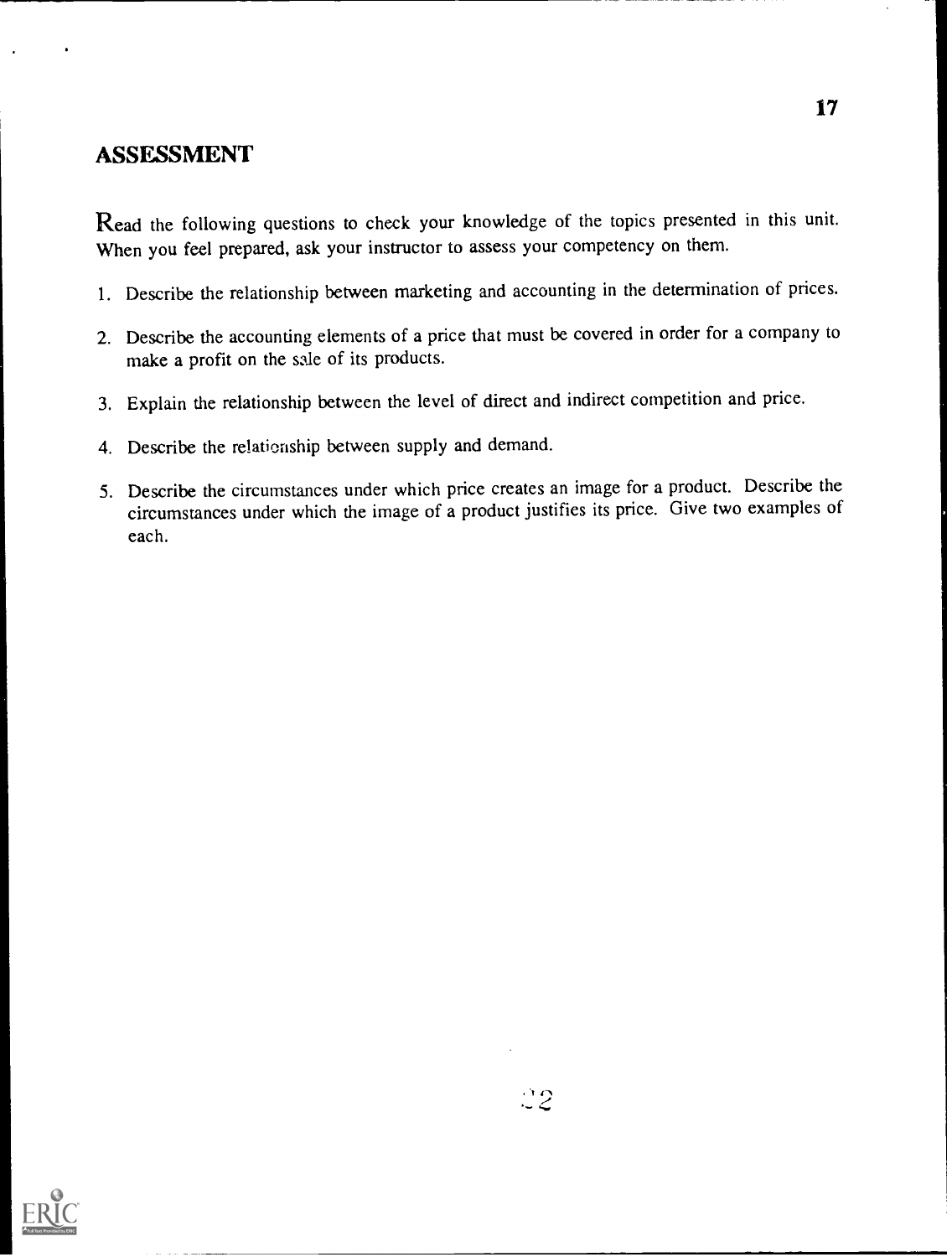## ASSESSMENT

Read the following questions to check your knowledge of the topics presented in this unit. When you feel prepared, ask your instructor to assess your competency on them.

1. Describe the relationship between marketing and accounting in the determination of prices.
2. Describe the accounting elements of a price that must be covered in order for a company to make a profit on the sale of its products.
3. Explain the relationship between the level of direct and indirect competition and price.
4. Describe the relationship between supply and demand.
5. Describe the circumstances under which price creates an image for a product. Describe the circumstances under which the image of a product justifies its price. Give two examples of each.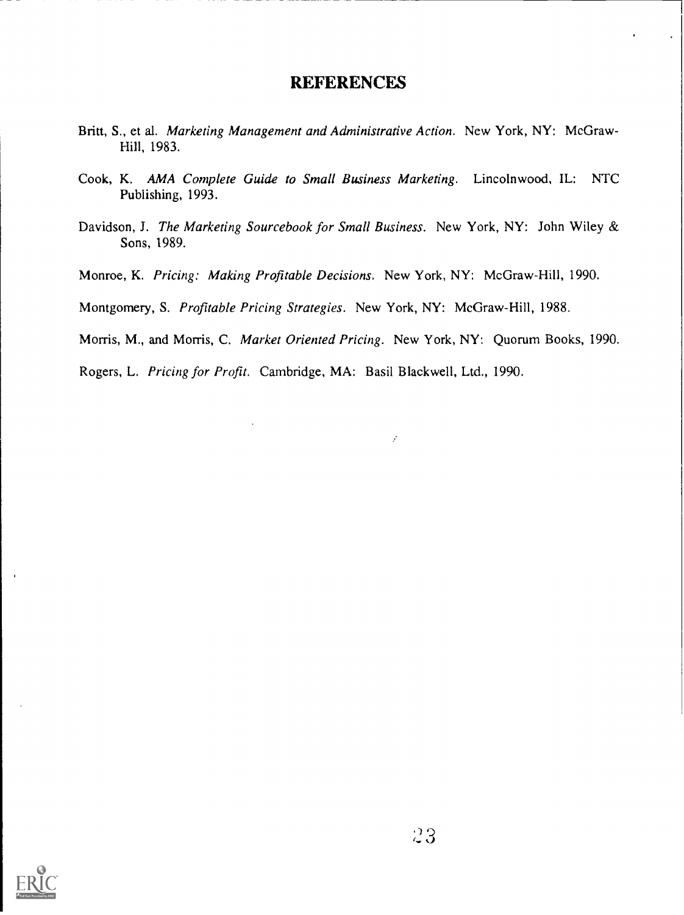# REFERENCES

Britt, S., et al. *Marketing Management and Administrative Action*. New York, NY: McGraw-Hill, 1983.

Cook, K. *AMA Complete Guide to Small Business Marketing*. Lincolnwood, IL: NTC Publishing, 1993.

Davidson, J. *The Marketing Sourcebook for Small Business*. New York, NY: John Wiley & Sons, 1989.

Monroe, K. *Pricing: Making Profitable Decisions*. New York, NY: McGraw-Hill, 1990.

Montgomery, S. *Profitable Pricing Strategies*. New York, NY: McGraw-Hill, 1988.

Morris, M., and Morris, C. *Market Oriented Pricing*. New York, NY: Quorum Books, 1990.

Rogers, L. *Pricing for Profit*. Cambridge, MA: Basil Blackwell, Ltd., 1990.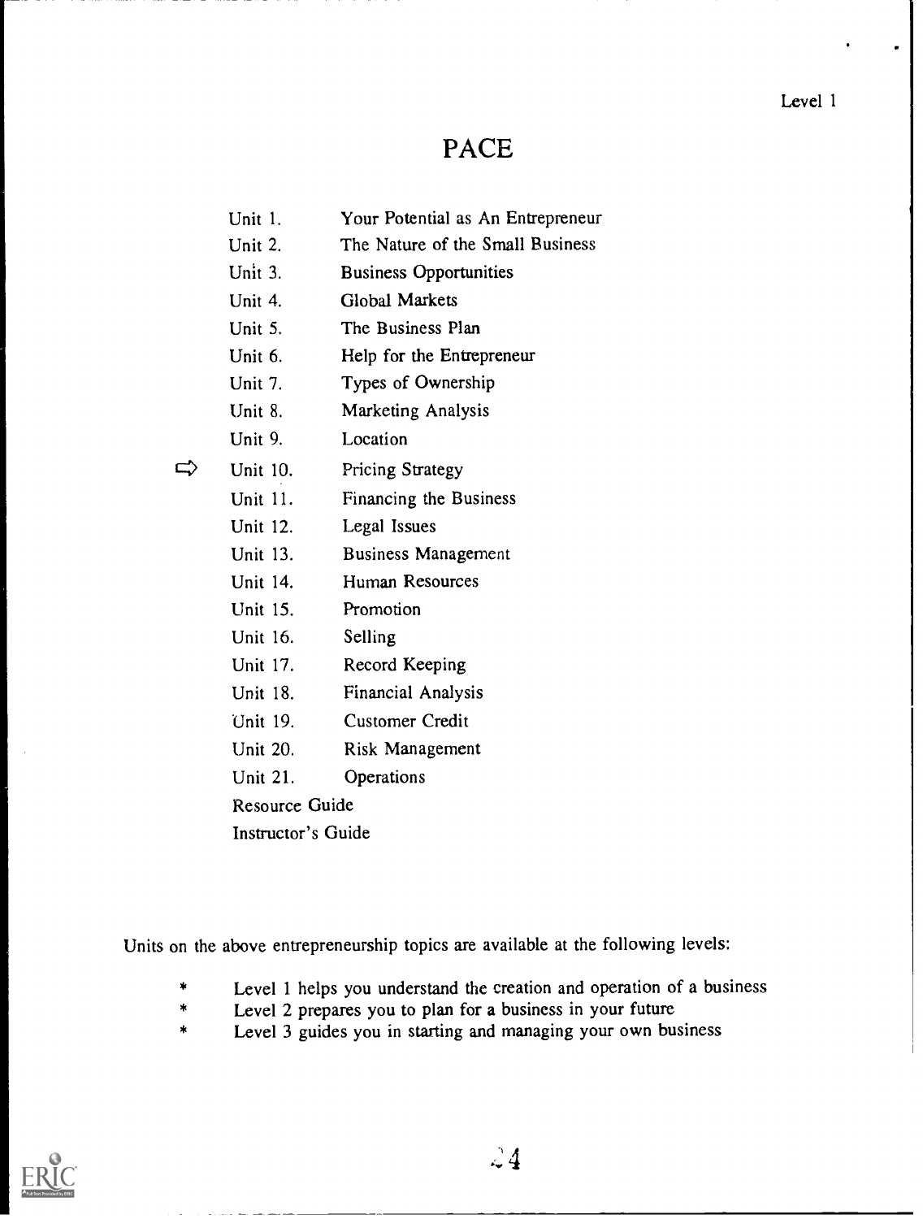Level 1

# PACE

| | |
|---|---|
| Unit 1. | Your Potential as An Entrepreneur |
| Unit 2. | The Nature of the Small Business |
| Unit 3. | Business Opportunities |
| Unit 4. | Global Markets |
| Unit 5. | The Business Plan |
| Unit 6. | Help for the Entrepreneur |
| Unit 7. | Types of Ownership |
| Unit 8. | Marketing Analysis |
| Unit 9. | Location |
| ⇨ Unit 10. | Pricing Strategy |
| Unit 11. | Financing the Business |
| Unit 12. | Legal Issues |
| Unit 13. | Business Management |
| Unit 14. | Human Resources |
| Unit 15. | Promotion |
| Unit 16. | Selling |
| Unit 17. | Record Keeping |
| Unit 18. | Financial Analysis |
| Unit 19. | Customer Credit |
| Unit 20. | Risk Management |
| Unit 21. | Operations |

Resource Guide

Instructor's Guide

Units on the above entrepreneurship topics are available at the following levels:

* Level 1 helps you understand the creation and operation of a business
* Level 2 prepares you to plan for a business in your future
* Level 3 guides you in starting and managing your own business